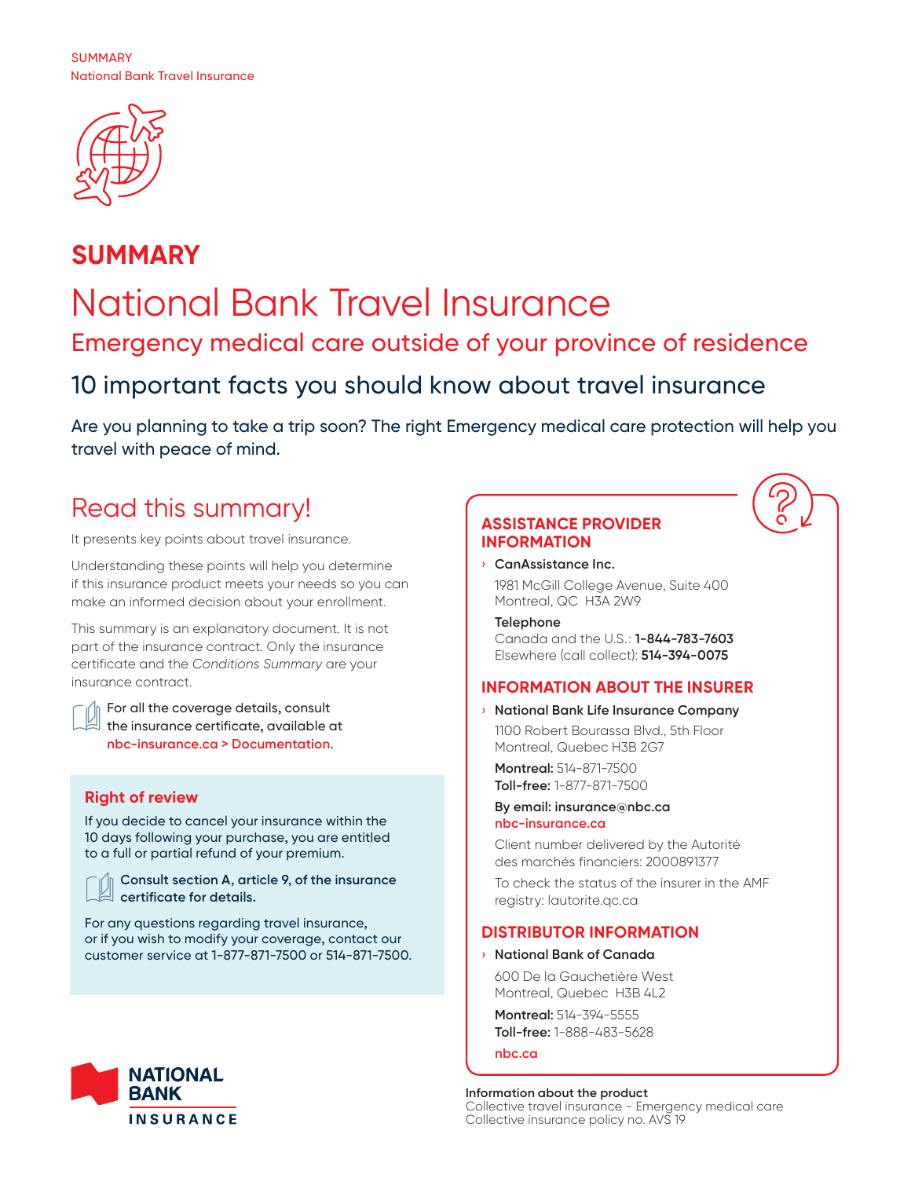SUMMARY
National Bank Travel Insurance

# SUMMARY

# National Bank Travel Insurance

## Emergency medical care outside of your province of residence

## 10 important facts you should know about travel insurance

Are you planning to take a trip soon? The right Emergency medical care protection will help you travel with peace of mind.

## Read this summary!

It presents key points about travel insurance.

Understanding these points will help you determine if this insurance product meets your needs so you can make an informed decision about your enrollment.

This summary is an explanatory document. It is not part of the insurance contract. Only the insurance certificate and the *Conditions Summary* are your insurance contract.

For all the coverage details, consult the insurance certificate, available at nbc-insurance.ca > Documentation.

### Right of review

If you decide to cancel your insurance within the 10 days following your purchase, you are entitled to a full or partial refund of your premium.

**Consult section A, article 9, of the insurance certificate for details.**

For any questions regarding travel insurance, or if you wish to modify your coverage, contact our customer service at 1-877-871-7500 or 514-871-7500.

### ASSISTANCE PROVIDER INFORMATION

› **CanAssistance Inc.**

1981 McGill College Avenue, Suite 400
Montreal, QC H3A 2W9

**Telephone**
Canada and the U.S.: **1-844-783-7603**
Elsewhere (call collect): **514-394-0075**

### INFORMATION ABOUT THE INSURER

› **National Bank Life Insurance Company**

1100 Robert Bourassa Blvd., 5th Floor
Montreal, Quebec H3B 2G7

**Montreal:** 514-871-7500
**Toll-free:** 1-877-871-7500

**By email: insurance@nbc.ca**
nbc-insurance.ca

Client number delivered by the Autorité des marchés financiers: 2000891377

To check the status of the insurer in the AMF registry: lautorite.qc.ca

### DISTRIBUTOR INFORMATION

› **National Bank of Canada**

600 De la Gauchetière West
Montreal, Quebec H3B 4L2

**Montreal:** 514-394-5555
**Toll-free:** 1-888-483-5628

nbc.ca

**Information about the product**
Collective travel insurance - Emergency medical care
Collective insurance policy no. AVS 19

NATIONAL BANK INSURANCE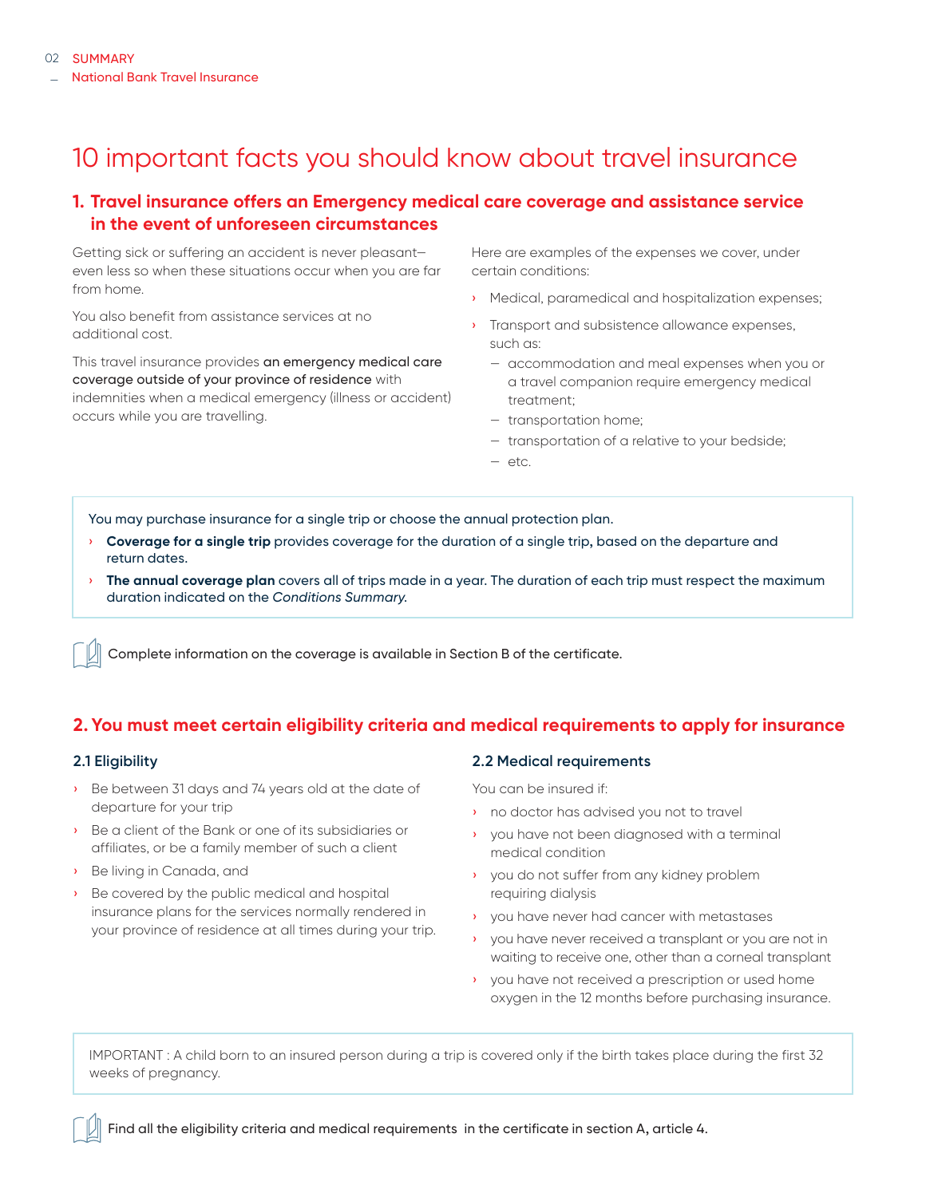# 10 important facts you should know about travel insurance

## 1. Travel insurance offers an Emergency medical care coverage and assistance service in the event of unforeseen circumstances

Getting sick or suffering an accident is never pleasant—even less so when these situations occur when you are far from home.

You also benefit from assistance services at no additional cost.

This travel insurance provides **an emergency medical care coverage outside of your province of residence** with indemnities when a medical emergency (illness or accident) occurs while you are travelling.

Here are examples of the expenses we cover, under certain conditions:

- Medical, paramedical and hospitalization expenses;
- Transport and subsistence allowance expenses, such as:
  - accommodation and meal expenses when you or a travel companion require emergency medical treatment;
  - transportation home;
  - transportation of a relative to your bedside;
  - etc.

You may purchase insurance for a single trip or choose the annual protection plan.

- **Coverage for a single trip** provides coverage for the duration of a single trip, based on the departure and return dates.
- **The annual coverage plan** covers all of trips made in a year. The duration of each trip must respect the maximum duration indicated on the *Conditions Summary.*

Complete information on the coverage is available in Section B of the certificate.

## 2. You must meet certain eligibility criteria and medical requirements to apply for insurance

### 2.1 Eligibility

- Be between 31 days and 74 years old at the date of departure for your trip
- Be a client of the Bank or one of its subsidiaries or affiliates, or be a family member of such a client
- Be living in Canada, and
- Be covered by the public medical and hospital insurance plans for the services normally rendered in your province of residence at all times during your trip.

### 2.2 Medical requirements

You can be insured if:

- no doctor has advised you not to travel
- you have not been diagnosed with a terminal medical condition
- you do not suffer from any kidney problem requiring dialysis
- you have never had cancer with metastases
- you have never received a transplant or you are not in waiting to receive one, other than a corneal transplant
- you have not received a prescription or used home oxygen in the 12 months before purchasing insurance.

IMPORTANT : A child born to an insured person during a trip is covered only if the birth takes place during the first 32 weeks of pregnancy.

Find all the eligibility criteria and medical requirements in the certificate in section A, article 4.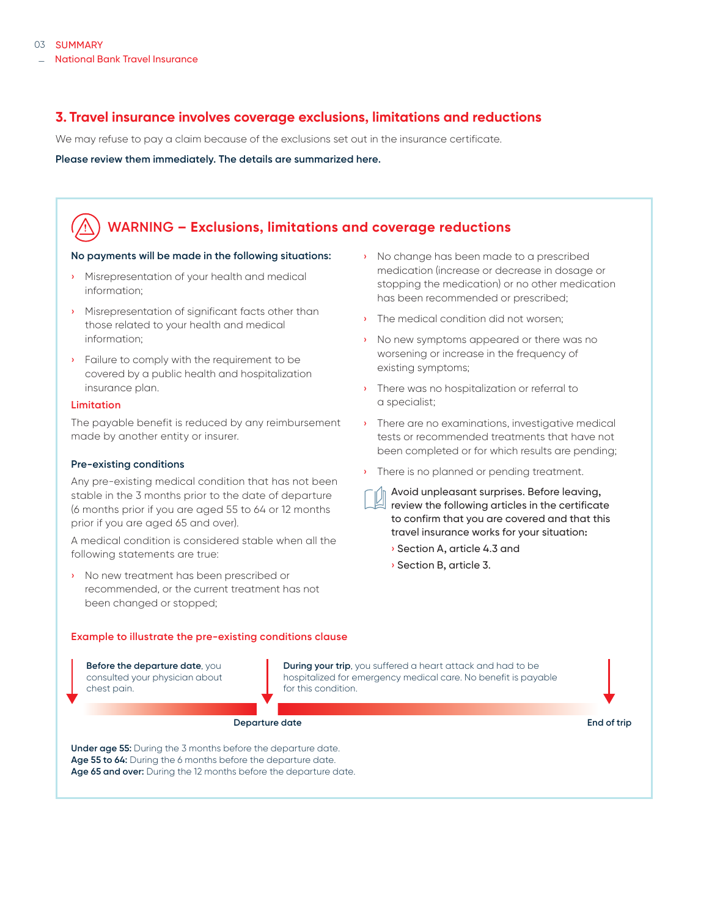## 3. Travel insurance involves coverage exclusions, limitations and reductions

We may refuse to pay a claim because of the exclusions set out in the insurance certificate.

**Please review them immediately. The details are summarized here.**

### WARNING – Exclusions, limitations and coverage reductions

**No payments will be made in the following situations:**

- Misrepresentation of your health and medical information;
- Misrepresentation of significant facts other than those related to your health and medical information;
- Failure to comply with the requirement to be covered by a public health and hospitalization insurance plan.

**Limitation**

The payable benefit is reduced by any reimbursement made by another entity or insurer.

**Pre-existing conditions**

Any pre-existing medical condition that has not been stable in the 3 months prior to the date of departure (6 months prior if you are aged 55 to 64 or 12 months prior if you are aged 65 and over).

A medical condition is considered stable when all the following statements are true:

- No new treatment has been prescribed or recommended, or the current treatment has not been changed or stopped;
- No change has been made to a prescribed medication (increase or decrease in dosage or stopping the medication) or no other medication has been recommended or prescribed;
- The medical condition did not worsen;
- No new symptoms appeared or there was no worsening or increase in the frequency of existing symptoms;
- There was no hospitalization or referral to a specialist;
- There are no examinations, investigative medical tests or recommended treatments that have not been completed or for which results are pending;
- There is no planned or pending treatment.

**Avoid unpleasant surprises. Before leaving, review the following articles in the certificate to confirm that you are covered and that this travel insurance works for your situation:**

- **Section A, article 4.3 and**
- **Section B, article 3.**

**Example to illustrate the pre-existing conditions clause**

**Before the departure date**, you consulted your physician about chest pain.

**During your trip**, you suffered a heart attack and had to be hospitalized for emergency medical care. No benefit is payable for this condition.

**Departure date** — **End of trip**

**Under age 55:** During the 3 months before the departure date.
**Age 55 to 64:** During the 6 months before the departure date.
**Age 65 and over:** During the 12 months before the departure date.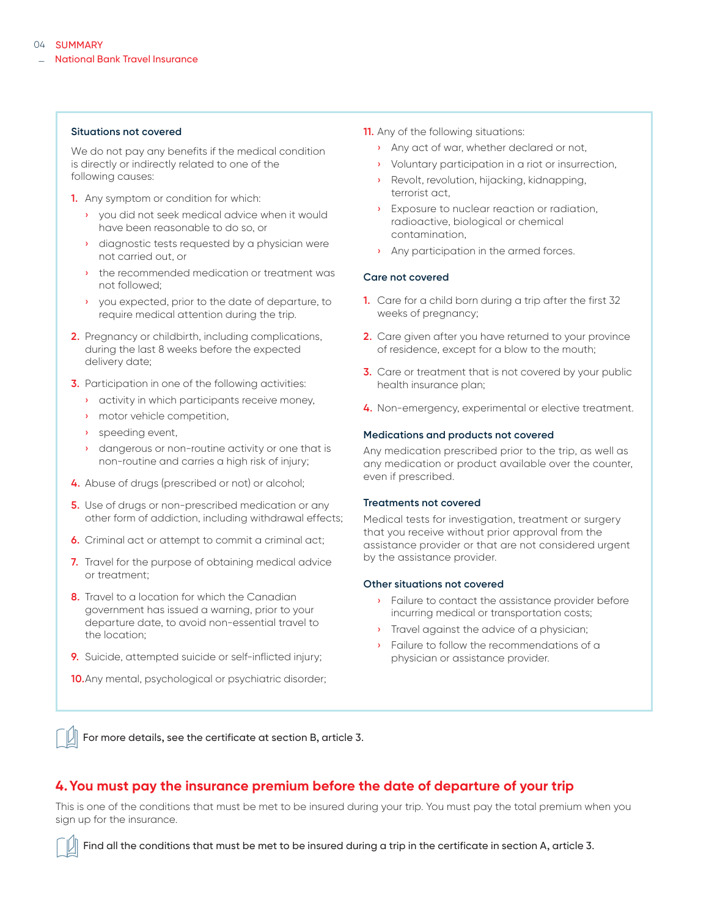### Situations not covered

We do not pay any benefits if the medical condition is directly or indirectly related to one of the following causes:

1. Any symptom or condition for which:
   - you did not seek medical advice when it would have been reasonable to do so, or
   - diagnostic tests requested by a physician were not carried out, or
   - the recommended medication or treatment was not followed;
   - you expected, prior to the date of departure, to require medical attention during the trip.
2. Pregnancy or childbirth, including complications, during the last 8 weeks before the expected delivery date;
3. Participation in one of the following activities:
   - activity in which participants receive money,
   - motor vehicle competition,
   - speeding event,
   - dangerous or non-routine activity or one that is non-routine and carries a high risk of injury;
4. Abuse of drugs (prescribed or not) or alcohol;
5. Use of drugs or non-prescribed medication or any other form of addiction, including withdrawal effects;
6. Criminal act or attempt to commit a criminal act;
7. Travel for the purpose of obtaining medical advice or treatment;
8. Travel to a location for which the Canadian government has issued a warning, prior to your departure date, to avoid non-essential travel to the location;
9. Suicide, attempted suicide or self-inflicted injury;
10. Any mental, psychological or psychiatric disorder;
11. Any of the following situations:
    - Any act of war, whether declared or not,
    - Voluntary participation in a riot or insurrection,
    - Revolt, revolution, hijacking, kidnapping, terrorist act,
    - Exposure to nuclear reaction or radiation, radioactive, biological or chemical contamination,
    - Any participation in the armed forces.

### Care not covered

1. Care for a child born during a trip after the first 32 weeks of pregnancy;
2. Care given after you have returned to your province of residence, except for a blow to the mouth;
3. Care or treatment that is not covered by your public health insurance plan;
4. Non-emergency, experimental or elective treatment.

### Medications and products not covered

Any medication prescribed prior to the trip, as well as any medication or product available over the counter, even if prescribed.

### Treatments not covered

Medical tests for investigation, treatment or surgery that you receive without prior approval from the assistance provider or that are not considered urgent by the assistance provider.

### Other situations not covered

- Failure to contact the assistance provider before incurring medical or transportation costs;
- Travel against the advice of a physician;
- Failure to follow the recommendations of a physician or assistance provider.

For more details, see the certificate at section B, article 3.

## 4. You must pay the insurance premium before the date of departure of your trip

This is one of the conditions that must be met to be insured during your trip. You must pay the total premium when you sign up for the insurance.

Find all the conditions that must be met to be insured during a trip in the certificate in section A, article 3.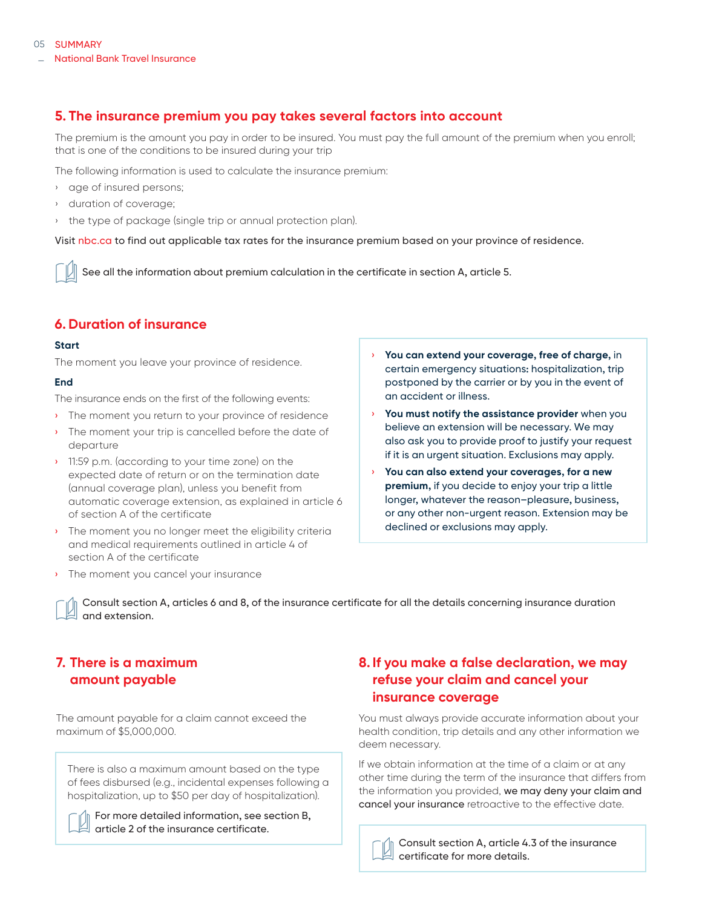## 5. The insurance premium you pay takes several factors into account

The premium is the amount you pay in order to be insured. You must pay the full amount of the premium when you enroll; that is one of the conditions to be insured during your trip

The following information is used to calculate the insurance premium:

- age of insured persons;
- duration of coverage;
- the type of package (single trip or annual protection plan).

Visit nbc.ca to find out applicable tax rates for the insurance premium based on your province of residence.

See all the information about premium calculation in the certificate in section A, article 5.

## 6. Duration of insurance

**Start**

The moment you leave your province of residence.

**End**

The insurance ends on the first of the following events:

- The moment you return to your province of residence
- The moment your trip is cancelled before the date of departure
- 11:59 p.m. (according to your time zone) on the expected date of return or on the termination date (annual coverage plan), unless you benefit from automatic coverage extension, as explained in article 6 of section A of the certificate
- The moment you no longer meet the eligibility criteria and medical requirements outlined in article 4 of section A of the certificate
- The moment you cancel your insurance

- **You can extend your coverage, free of charge,** in certain emergency situations: hospitalization, trip postponed by the carrier or by you in the event of an accident or illness.
- **You must notify the assistance provider** when you believe an extension will be necessary. We may also ask you to provide proof to justify your request if it is an urgent situation. Exclusions may apply.
- **You can also extend your coverages, for a new premium,** if you decide to enjoy your trip a little longer, whatever the reason—pleasure, business, or any other non-urgent reason. Extension may be declined or exclusions may apply.

Consult section A, articles 6 and 8, of the insurance certificate for all the details concerning insurance duration and extension.

## 7. There is a maximum amount payable

The amount payable for a claim cannot exceed the maximum of $5,000,000.

There is also a maximum amount based on the type of fees disbursed (e.g., incidental expenses following a hospitalization, up to $50 per day of hospitalization).

For more detailed information, see section B, article 2 of the insurance certificate.

## 8. If you make a false declaration, we may refuse your claim and cancel your insurance coverage

You must always provide accurate information about your health condition, trip details and any other information we deem necessary.

If we obtain information at the time of a claim or at any other time during the term of the insurance that differs from the information you provided, **we may deny your claim and cancel your insurance** retroactive to the effective date.

Consult section A, article 4.3 of the insurance certificate for more details.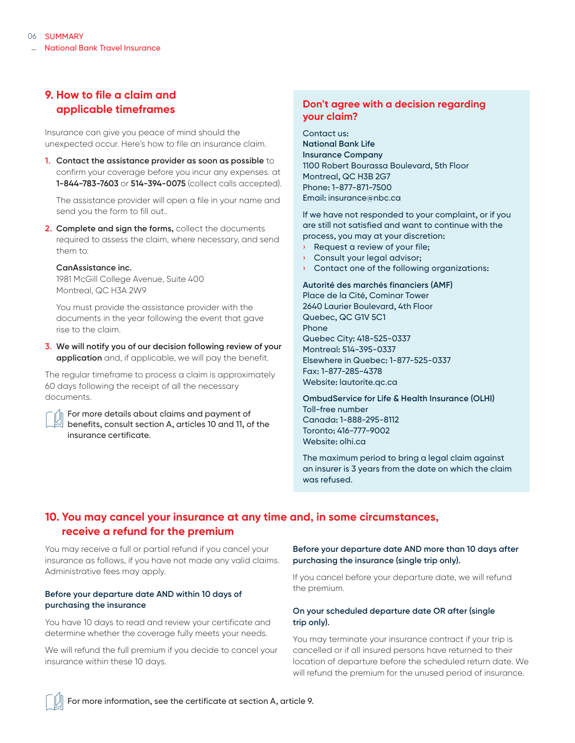## 9. How to file a claim and applicable timeframes

Insurance can give you peace of mind should the unexpected occur. Here's how to file an insurance claim.

1. **Contact the assistance provider as soon as possible** to confirm your coverage before you incur any expenses. at **1-844-783-7603** or **514-394-0075** (collect calls accepted).

   The assistance provider will open a file in your name and send you the form to fill out..

2. **Complete and sign the forms,** collect the documents required to assess the claim, where necessary, and send them to:

   **CanAssistance inc.**
   1981 McGill College Avenue, Suite 400
   Montreal, QC H3A 2W9

   You must provide the assistance provider with the documents in the year following the event that gave rise to the claim.

3. **We will notify you of our decision following review of your application** and, if applicable, we will pay the benefit.

The regular timeframe to process a claim is approximately 60 days following the receipt of all the necessary documents.

For more details about claims and payment of benefits, consult section A, articles 10 and 11, of the insurance certificate.

### Don't agree with a decision regarding your claim?

Contact us:
**National Bank Life Insurance Company**
1100 Robert Bourassa Boulevard, 5th Floor
Montreal, QC H3B 2G7
Phone: 1-877-871-7500
Email: insurance@nbc.ca

If we have not responded to your complaint, or if you are still not satisfied and want to continue with the process, you may at your discretion:

- Request a review of your file;
- Consult your legal advisor;
- Contact one of the following organizations:

**Autorité des marchés financiers (AMF)**
Place de la Cité, Cominar Tower
2640 Laurier Boulevard, 4th Floor
Quebec, QC G1V 5C1
Phone
Quebec City: 418-525-0337
Montreal: 514-395-0337
Elsewhere in Quebec: 1-877-525-0337
Fax: 1-877-285-4378
Website: lautorite.qc.ca

**OmbudService for Life & Health Insurance (OLHI)**
Toll-free number
Canada: 1-888-295-8112
Toronto: 416-777-9002
Website: olhi.ca

The maximum period to bring a legal claim against an insurer is 3 years from the date on which the claim was refused.

## 10. You may cancel your insurance at any time and, in some circumstances, receive a refund for the premium

You may receive a full or partial refund if you cancel your insurance as follows, if you have not made any valid claims. Administrative fees may apply.

**Before your departure date AND within 10 days of purchasing the insurance**

You have 10 days to read and review your certificate and determine whether the coverage fully meets your needs.

We will refund the full premium if you decide to cancel your insurance within these 10 days.

**Before your departure date AND more than 10 days after purchasing the insurance (single trip only).**

If you cancel before your departure date, we will refund the premium.

**On your scheduled departure date OR after (single trip only).**

You may terminate your insurance contract if your trip is cancelled or if all insured persons have returned to their location of departure before the scheduled return date. We will refund the premium for the unused period of insurance.

For more information, see the certificate at section A, article 9.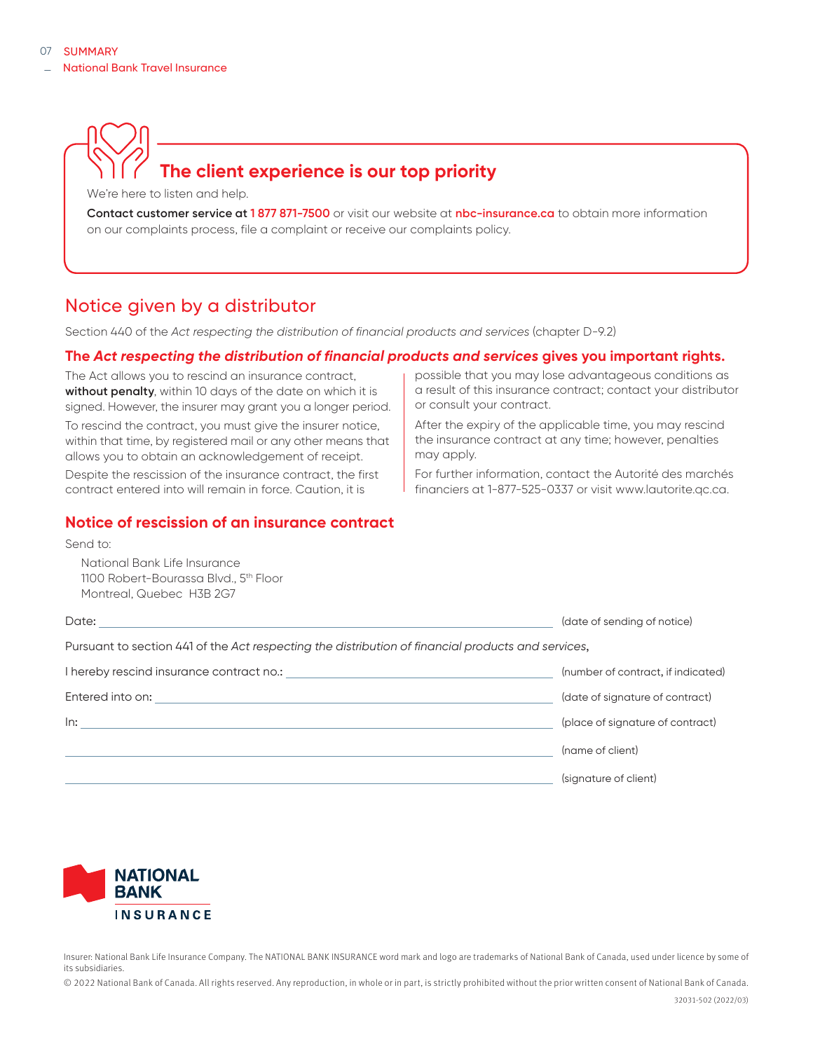## The client experience is our top priority

We're here to listen and help.

**Contact customer service at 1 877 871-7500** or visit our website at **nbc-insurance.ca** to obtain more information on our complaints process, file a complaint or receive our complaints policy.

# Notice given by a distributor

Section 440 of the *Act respecting the distribution of financial products and services* (chapter D-9.2)

### The *Act respecting the distribution of financial products and services* gives you important rights.

The Act allows you to rescind an insurance contract, **without penalty**, within 10 days of the date on which it is signed. However, the insurer may grant you a longer period.

To rescind the contract, you must give the insurer notice, within that time, by registered mail or any other means that allows you to obtain an acknowledgement of receipt.

Despite the rescission of the insurance contract, the first contract entered into will remain in force. Caution, it is possible that you may lose advantageous conditions as a result of this insurance contract; contact your distributor or consult your contract.

After the expiry of the applicable time, you may rescind the insurance contract at any time; however, penalties may apply.

For further information, contact the Autorité des marchés financiers at 1-877-525-0337 or visit www.lautorite.qc.ca.

### Notice of rescission of an insurance contract

Send to:

National Bank Life Insurance
1100 Robert-Bourassa Blvd., 5th Floor
Montreal, Quebec H3B 2G7

Date: ______________________________ (date of sending of notice)

Pursuant to section 441 of the *Act respecting the distribution of financial products and services*,

I hereby rescind insurance contract no.: ______________________________ (number of contract, if indicated)

Entered into on: ______________________________ (date of signature of contract)

In: ______________________________ (place of signature of contract)

______________________________ (name of client)

______________________________ (signature of client)

NATIONAL BANK INSURANCE

Insurer: National Bank Life Insurance Company. The NATIONAL BANK INSURANCE word mark and logo are trademarks of National Bank of Canada, used under licence by some of its subsidiaries.

© 2022 National Bank of Canada. All rights reserved. Any reproduction, in whole or in part, is strictly prohibited without the prior written consent of National Bank of Canada.

32031-502 (2022/03)